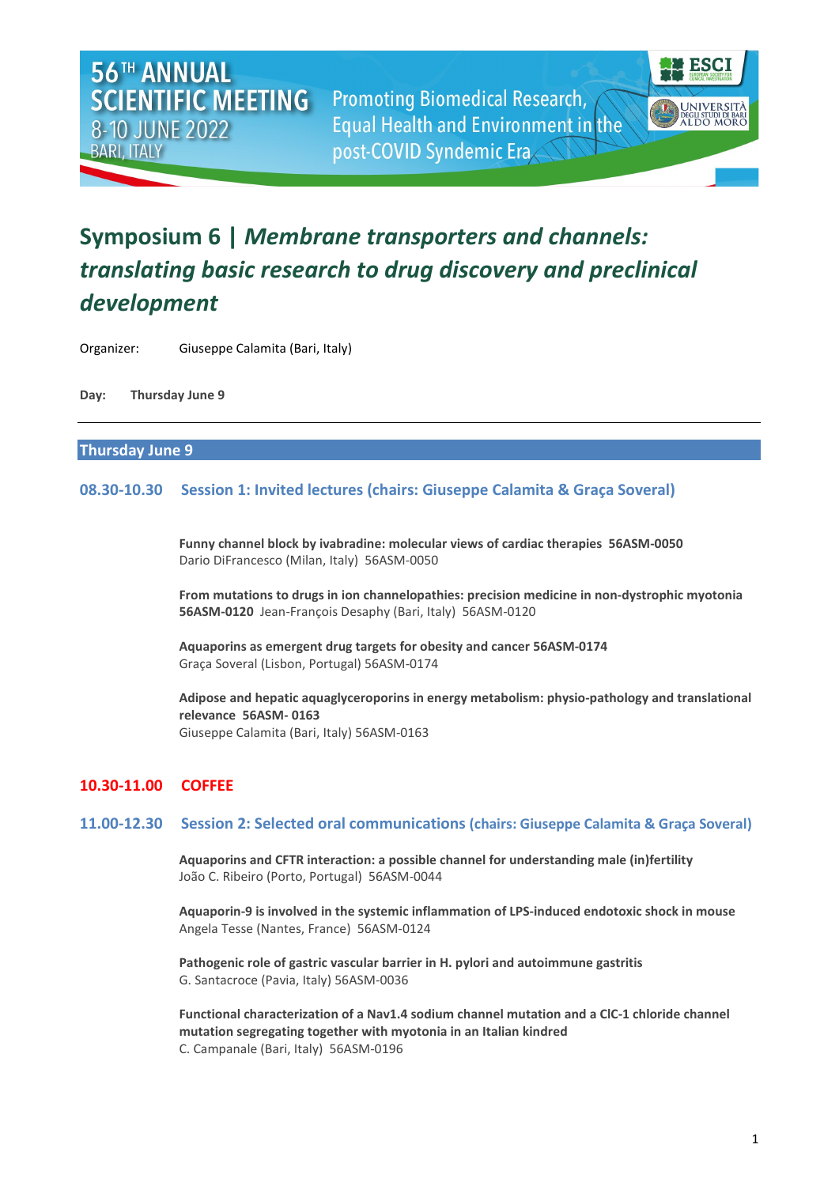# Symposium 6 | *Membrane transporters and channels: translating basic research to drug discovery and preclinical development*

Organizer: Giuseppe Calamita (Bari, Italy)

**Day: Thursday June 9**

## Thursday June 9

### 08.30-10.30 Session 1: Invited lectures (chairs: Giuseppe Calamita & Graça Soveral)

**Funny channel block by ivabradine: molecular views of cardiac therapies 56ASM-0050**
Dario DiFrancesco (Milan, Italy) 56ASM-0050

**From mutations to drugs in ion channelopathies: precision medicine in non-dystrophic myotonia 56ASM-0120** Jean-François Desaphy (Bari, Italy) 56ASM-0120

**Aquaporins as emergent drug targets for obesity and cancer 56ASM-0174**
Graça Soveral (Lisbon, Portugal) 56ASM-0174

**Adipose and hepatic aquaglyceroporins in energy metabolism: physio-pathology and translational relevance 56ASM- 0163**
Giuseppe Calamita (Bari, Italy) 56ASM-0163

### 10.30-11.00 COFFEE

### 11.00-12.30 Session 2: Selected oral communications (chairs: Giuseppe Calamita & Graça Soveral)

**Aquaporins and CFTR interaction: a possible channel for understanding male (in)fertility**
João C. Ribeiro (Porto, Portugal) 56ASM-0044

**Aquaporin-9 is involved in the systemic inflammation of LPS-induced endotoxic shock in mouse**
Angela Tesse (Nantes, France) 56ASM-0124

**Pathogenic role of gastric vascular barrier in H. pylori and autoimmune gastritis**
G. Santacroce (Pavia, Italy) 56ASM-0036

**Functional characterization of a Nav1.4 sodium channel mutation and a ClC-1 chloride channel mutation segregating together with myotonia in an Italian kindred**
C. Campanale (Bari, Italy) 56ASM-0196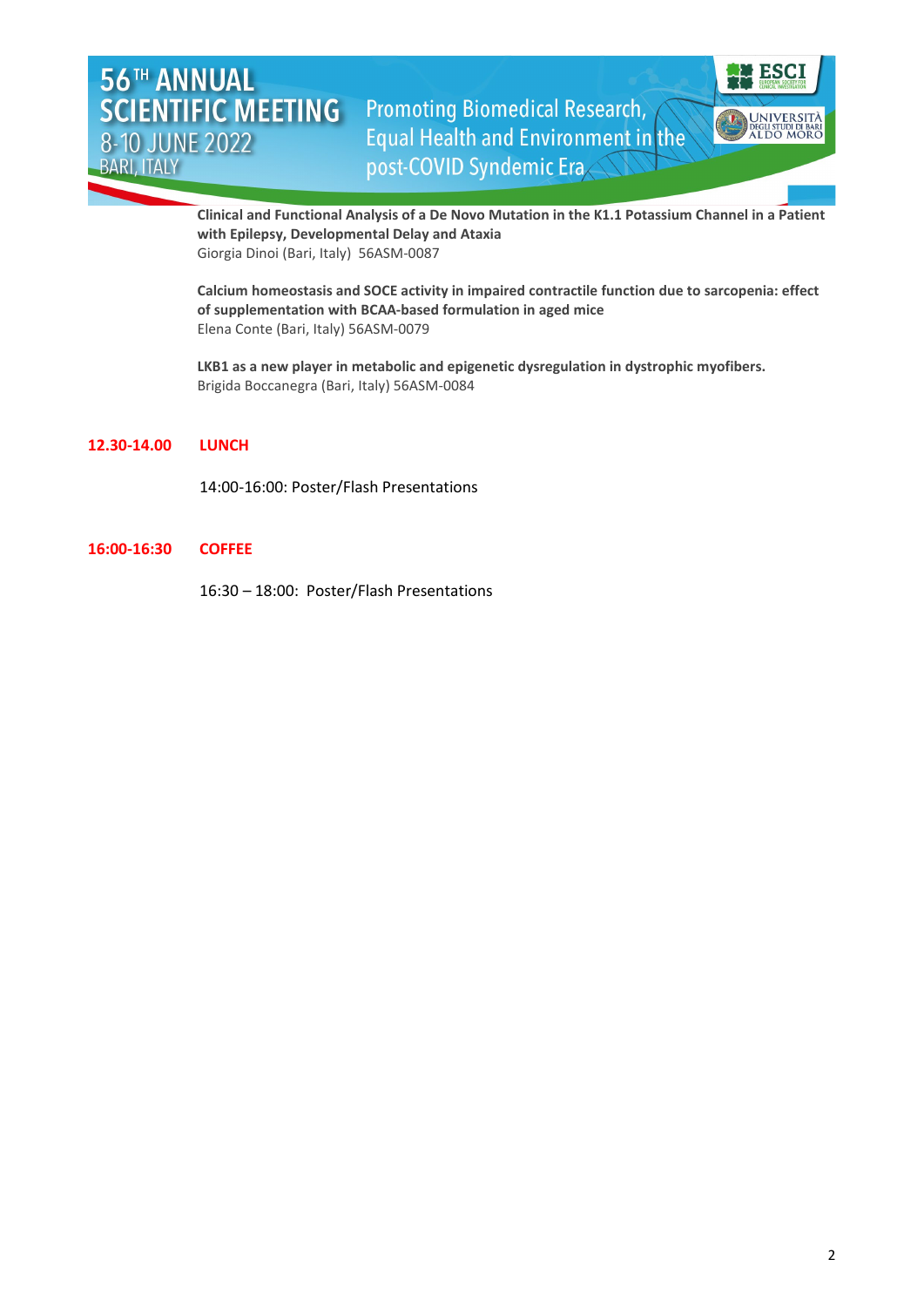**Clinical and Functional Analysis of a De Novo Mutation in the K1.1 Potassium Channel in a Patient with Epilepsy, Developmental Delay and Ataxia**
Giorgia Dinoi (Bari, Italy) 56ASM-0087

**Calcium homeostasis and SOCE activity in impaired contractile function due to sarcopenia: effect of supplementation with BCAA-based formulation in aged mice**
Elena Conte (Bari, Italy) 56ASM-0079

**LKB1 as a new player in metabolic and epigenetic dysregulation in dystrophic myofibers.**
Brigida Boccanegra (Bari, Italy) 56ASM-0084

**12.30-14.00 LUNCH**

14:00-16:00: Poster/Flash Presentations

**16:00-16:30 COFFEE**

16:30 – 18:00: Poster/Flash Presentations